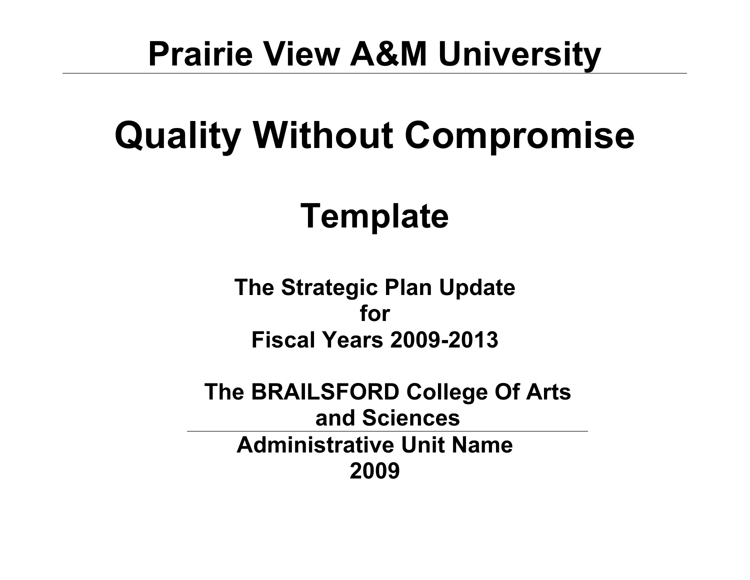# Prairie View A&M University

---

# Quality Without Compromise

## Template

**The Strategic Plan Update**
**for**
**Fiscal Years 2009-2013**

**The BRAILSFORD College Of Arts and Sciences**

---

**Administrative Unit Name**
**2009**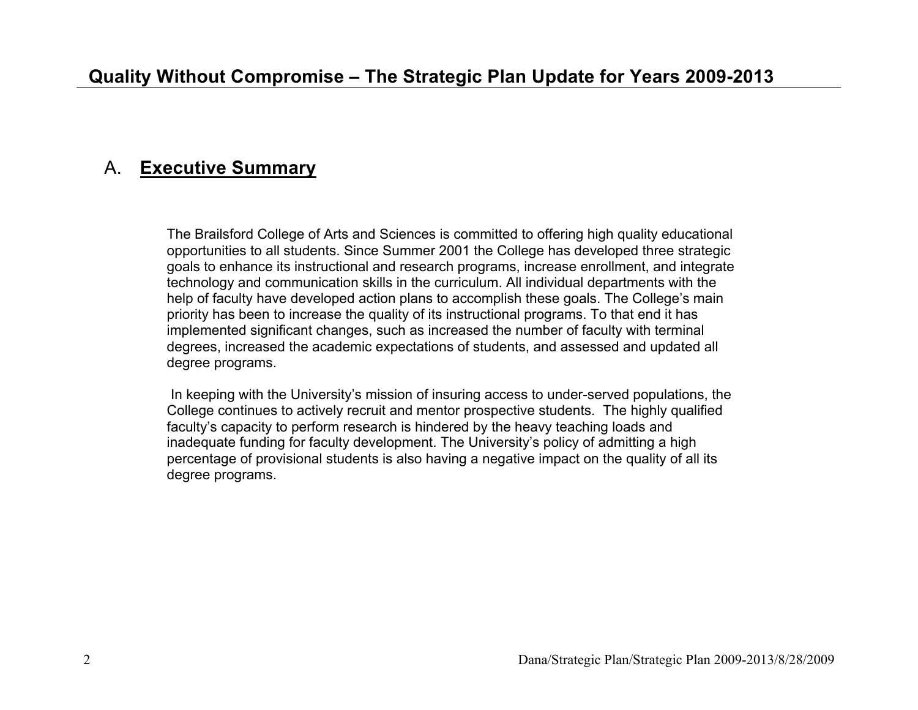## A. Executive Summary

The Brailsford College of Arts and Sciences is committed to offering high quality educational opportunities to all students. Since Summer 2001 the College has developed three strategic goals to enhance its instructional and research programs, increase enrollment, and integrate technology and communication skills in the curriculum. All individual departments with the help of faculty have developed action plans to accomplish these goals. The College's main priority has been to increase the quality of its instructional programs. To that end it has implemented significant changes, such as increased the number of faculty with terminal degrees, increased the academic expectations of students, and assessed and updated all degree programs.

In keeping with the University's mission of insuring access to under-served populations, the College continues to actively recruit and mentor prospective students. The highly qualified faculty's capacity to perform research is hindered by the heavy teaching loads and inadequate funding for faculty development. The University's policy of admitting a high percentage of provisional students is also having a negative impact on the quality of all its degree programs.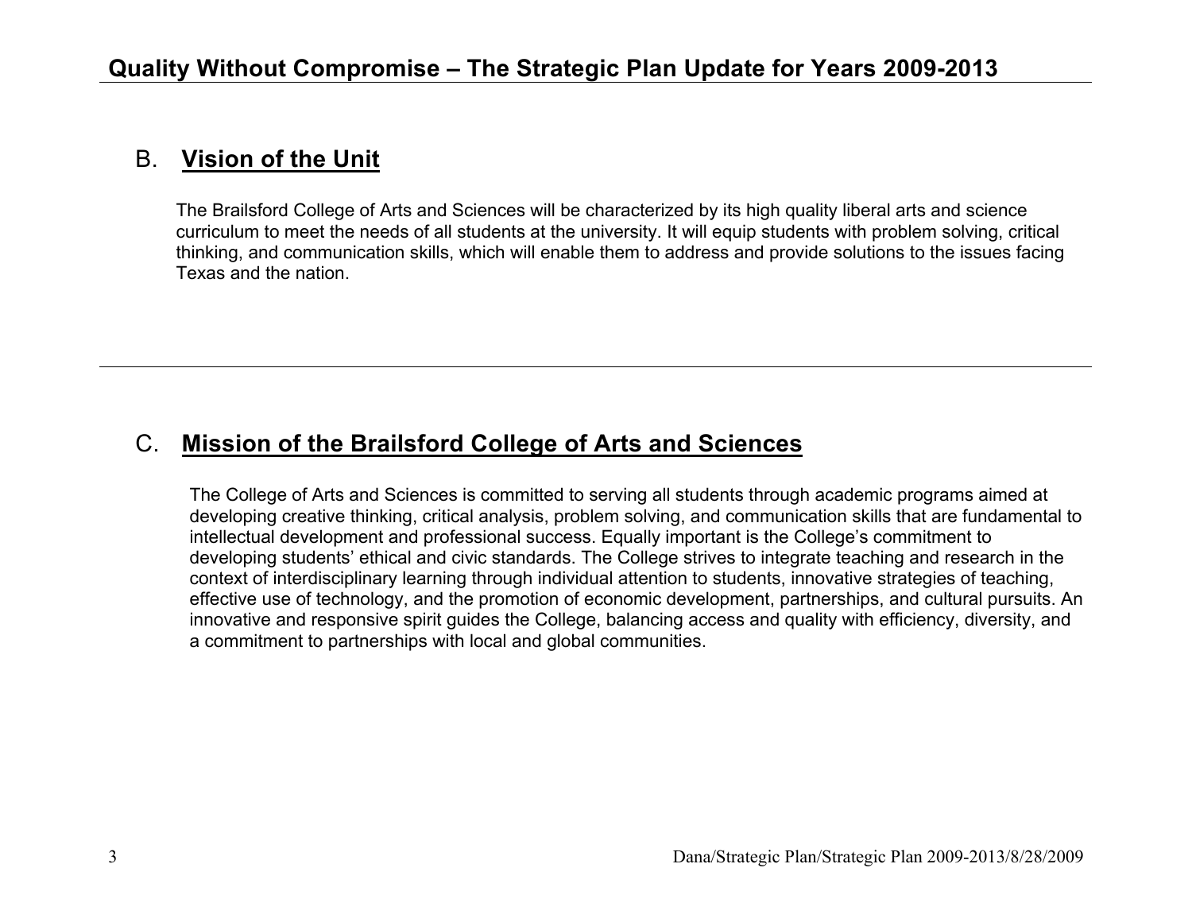## B. Vision of the Unit

The Brailsford College of Arts and Sciences will be characterized by its high quality liberal arts and science curriculum to meet the needs of all students at the university. It will equip students with problem solving, critical thinking, and communication skills, which will enable them to address and provide solutions to the issues facing Texas and the nation.

## C. Mission of the Brailsford College of Arts and Sciences

The College of Arts and Sciences is committed to serving all students through academic programs aimed at developing creative thinking, critical analysis, problem solving, and communication skills that are fundamental to intellectual development and professional success. Equally important is the College's commitment to developing students' ethical and civic standards. The College strives to integrate teaching and research in the context of interdisciplinary learning through individual attention to students, innovative strategies of teaching, effective use of technology, and the promotion of economic development, partnerships, and cultural pursuits. An innovative and responsive spirit guides the College, balancing access and quality with efficiency, diversity, and a commitment to partnerships with local and global communities.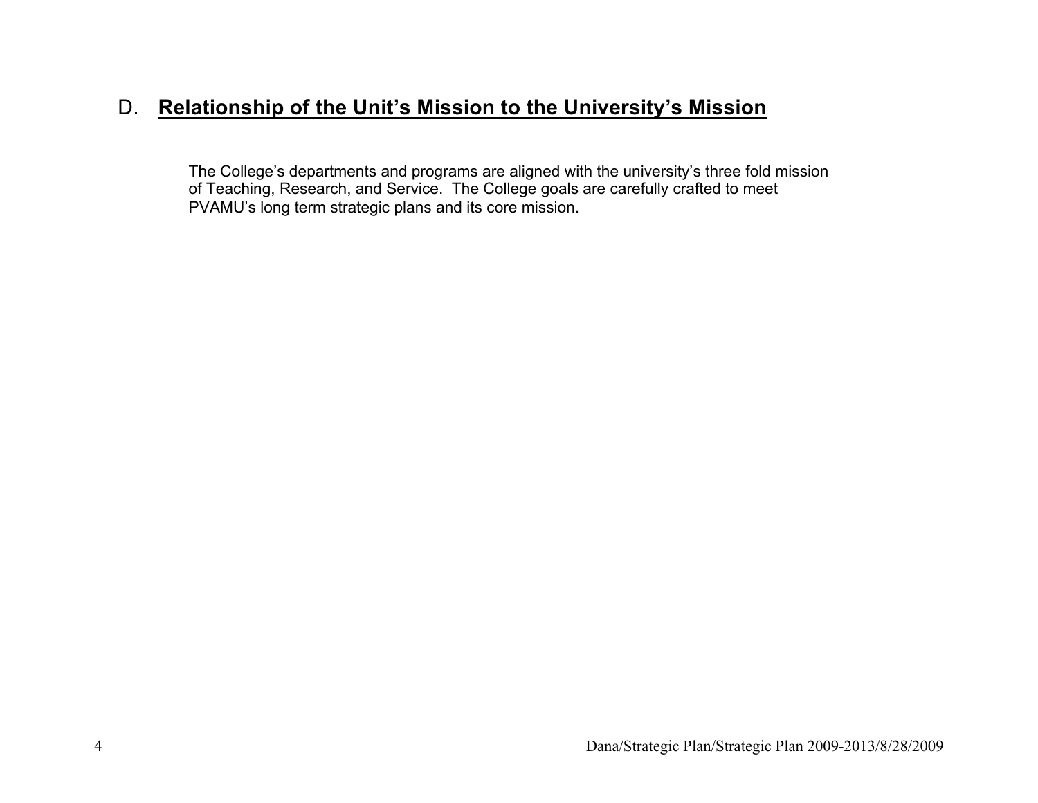## D. **Relationship of the Unit's Mission to the University's Mission**

The College's departments and programs are aligned with the university's three fold mission of Teaching, Research, and Service. The College goals are carefully crafted to meet PVAMU's long term strategic plans and its core mission.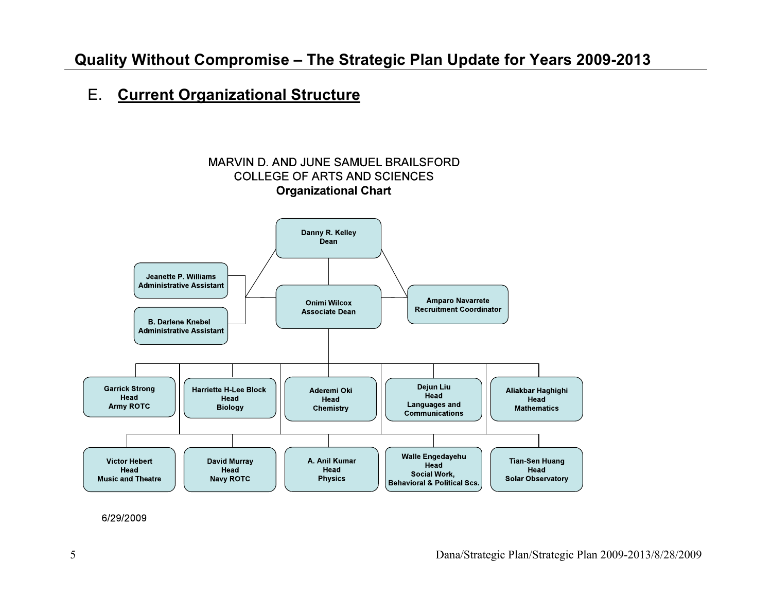## E. Current Organizational Structure

MARVIN D. AND JUNE SAMUEL BRAILSFORD
COLLEGE OF ARTS AND SCIENCES
**Organizational Chart**

**Danny R. Kelley**
**Dean**

**Jeanette P. Williams**
**Administrative Assistant**

**B. Darlene Knebel**
**Administrative Assistant**

**Onimi Wilcox**
**Associate Dean**

**Amparo Navarrete**
**Recruitment Coordinator**

| Name | Title | Unit |
|---|---|---|
| Garrick Strong | Head | Army ROTC |
| Harriette H-Lee Block | Head | Biology |
| Aderemi Oki | Head | Chemistry |
| Dejun Liu | Head | Languages and Communications |
| Aliakbar Haghighi | Head | Mathematics |
| Victor Hebert | Head | Music and Theatre |
| David Murray | Head | Navy ROTC |
| A. Anil Kumar | Head | Physics |
| Walle Engedayehu | Head | Social Work, Behavioral & Political Scs. |
| Tian-Sen Huang | Head | Solar Observatory |

6/29/2009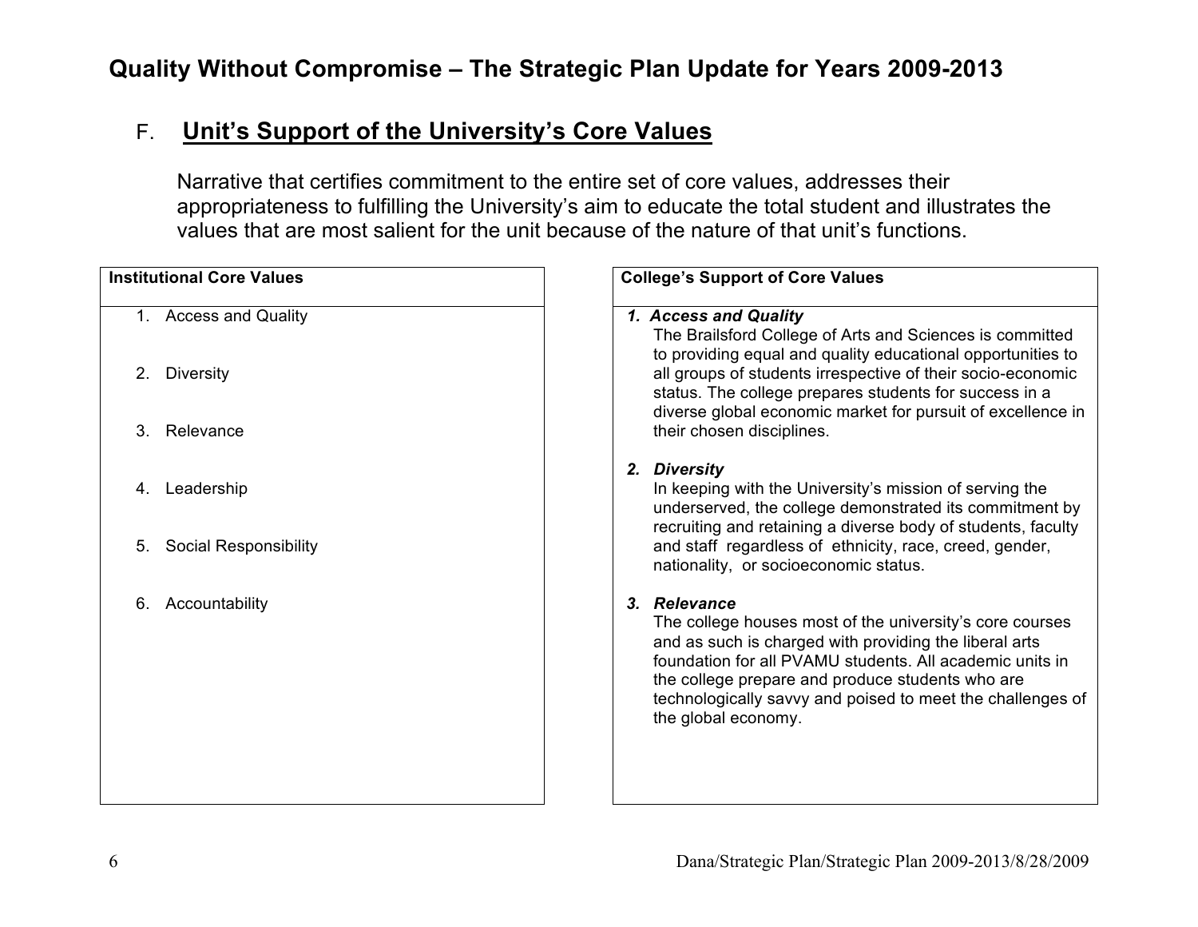# Quality Without Compromise – The Strategic Plan Update for Years 2009-2013

## F. Unit's Support of the University's Core Values

Narrative that certifies commitment to the entire set of core values, addresses their appropriateness to fulfilling the University's aim to educate the total student and illustrates the values that are most salient for the unit because of the nature of that unit's functions.

| Institutional Core Values |
| --- |
| 1. Access and Quality<br>2. Diversity<br>3. Relevance<br>4. Leadership<br>5. Social Responsibility<br>6. Accountability |

| College's Support of Core Values |
| --- |
| ***1. Access and Quality***<br>The Brailsford College of Arts and Sciences is committed to providing equal and quality educational opportunities to all groups of students irrespective of their socio-economic status. The college prepares students for success in a diverse global economic market for pursuit of excellence in their chosen disciplines.<br><br>***2. Diversity***<br>In keeping with the University's mission of serving the underserved, the college demonstrated its commitment by recruiting and retaining a diverse body of students, faculty and staff regardless of ethnicity, race, creed, gender, nationality, or socioeconomic status.<br><br>***3. Relevance***<br>The college houses most of the university's core courses and as such is charged with providing the liberal arts foundation for all PVAMU students. All academic units in the college prepare and produce students who are technologically savvy and poised to meet the challenges of the global economy. |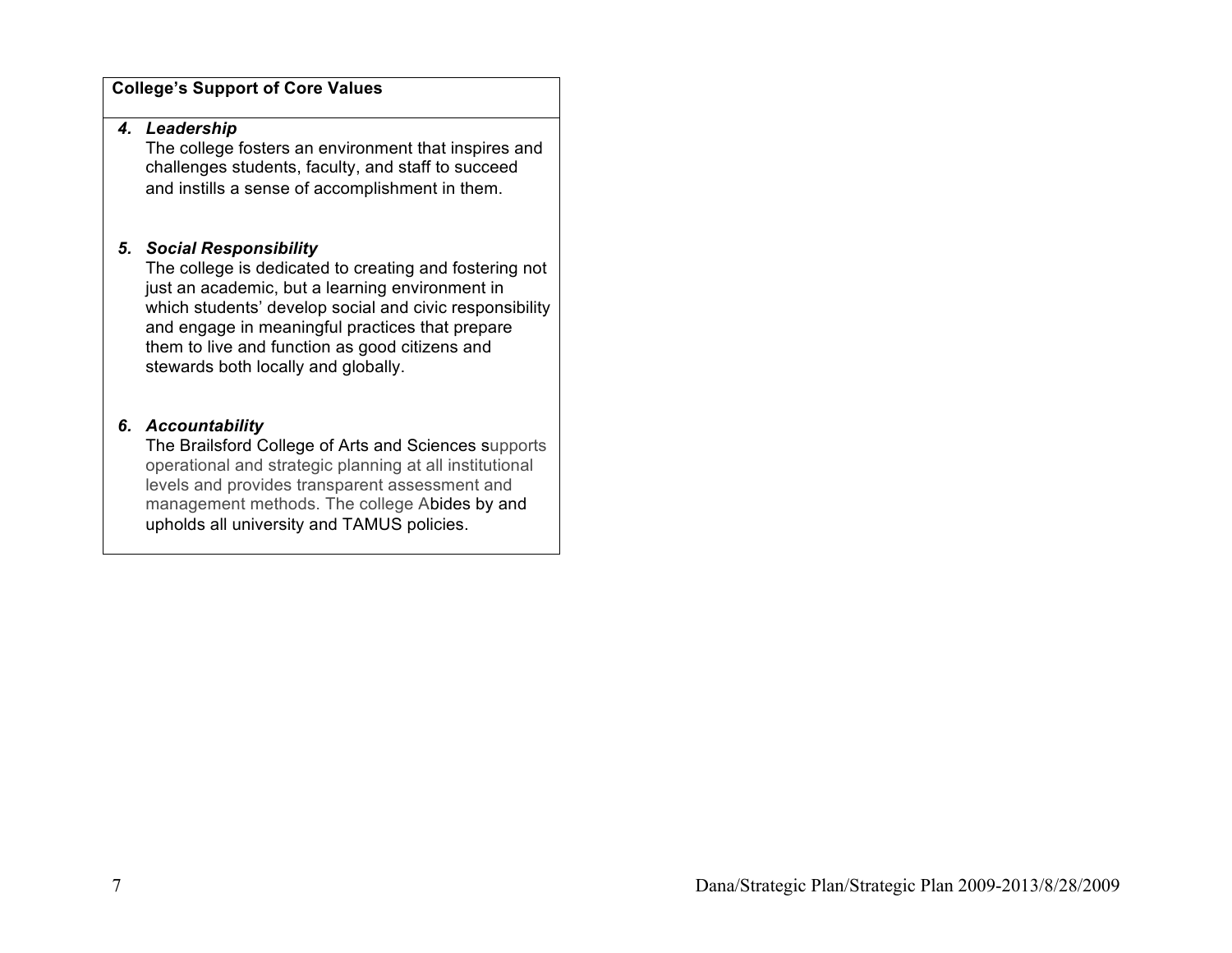**College's Support of Core Values**

4. ***Leadership***
   The college fosters an environment that inspires and challenges students, faculty, and staff to succeed and instills a sense of accomplishment in them.

5. ***Social Responsibility***
   The college is dedicated to creating and fostering not just an academic, but a learning environment in which students' develop social and civic responsibility and engage in meaningful practices that prepare them to live and function as good citizens and stewards both locally and globally.

6. ***Accountability***
   The Brailsford College of Arts and Sciences supports operational and strategic planning at all institutional levels and provides transparent assessment and management methods. The college Abides by and upholds all university and TAMUS policies.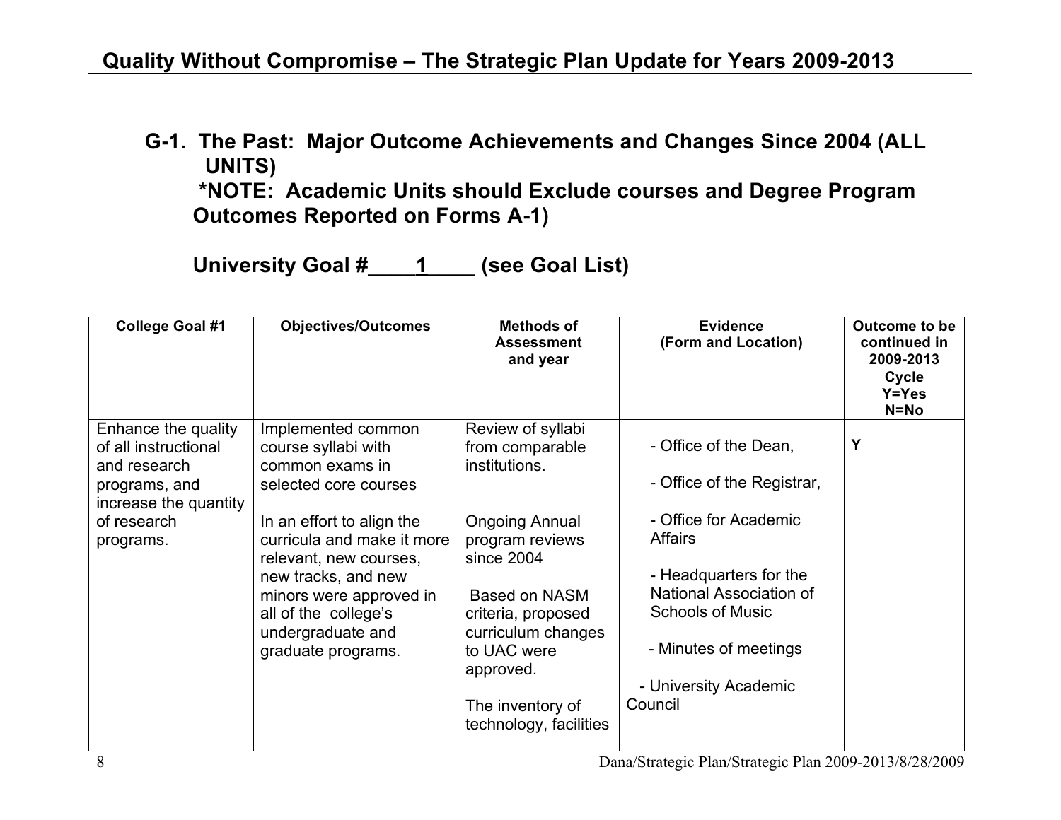## G-1. The Past: Major Outcome Achievements and Changes Since 2004 (ALL UNITS)

**\*NOTE: Academic Units should Exclude courses and Degree Program Outcomes Reported on Forms A-1)**

**University Goal #\_\_\_\_1\_\_\_\_ (see Goal List)**

| College Goal #1 | Objectives/Outcomes | Methods of Assessment and year | Evidence (Form and Location) | Outcome to be continued in 2009-2013 Cycle Y=Yes N=No |
|---|---|---|---|---|
| Enhance the quality of all instructional and research programs, and increase the quantity of research programs. | Implemented common course syllabi with common exams in selected core courses<br><br>In an effort to align the curricula and make it more relevant, new courses, new tracks, and new minors were approved in all of the college's undergraduate and graduate programs. | Review of syllabi from comparable institutions.<br><br>Ongoing Annual program reviews since 2004<br><br>Based on NASM criteria, proposed curriculum changes to UAC were approved.<br><br>The inventory of technology, facilities | - Office of the Dean,<br><br>- Office of the Registrar,<br><br>- Office for Academic Affairs<br><br>- Headquarters for the National Association of Schools of Music<br><br>- Minutes of meetings<br><br>- University Academic Council | Y |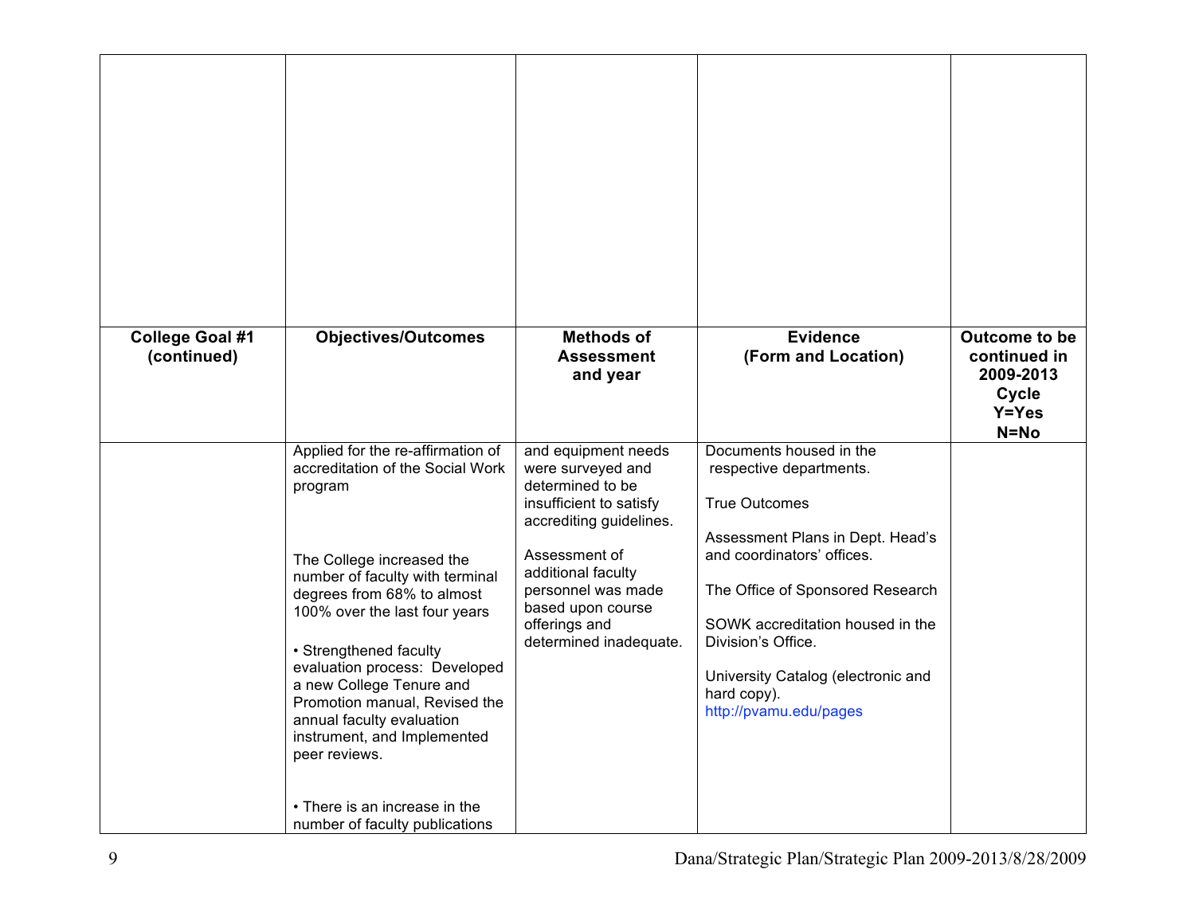| College Goal #1 (continued) | Objectives/Outcomes | Methods of Assessment and year | Evidence (Form and Location) | Outcome to be continued in 2009-2013 Cycle Y=Yes N=No |
|---|---|---|---|---|
| | Applied for the re-affirmation of accreditation of the Social Work program<br><br>The College increased the number of faculty with terminal degrees from 68% to almost 100% over the last four years<br><br>• Strengthened faculty evaluation process: Developed a new College Tenure and Promotion manual, Revised the annual faculty evaluation instrument, and Implemented peer reviews.<br><br>• There is an increase in the number of faculty publications | and equipment needs were surveyed and determined to be insufficient to satisfy accrediting guidelines.<br><br>Assessment of additional faculty personnel was made based upon course offerings and determined inadequate. | Documents housed in the respective departments.<br><br>True Outcomes<br><br>Assessment Plans in Dept. Head's and coordinators' offices.<br><br>The Office of Sponsored Research<br><br>SOWK accreditation housed in the Division's Office.<br><br>University Catalog (electronic and hard copy). http://pvamu.edu/pages | |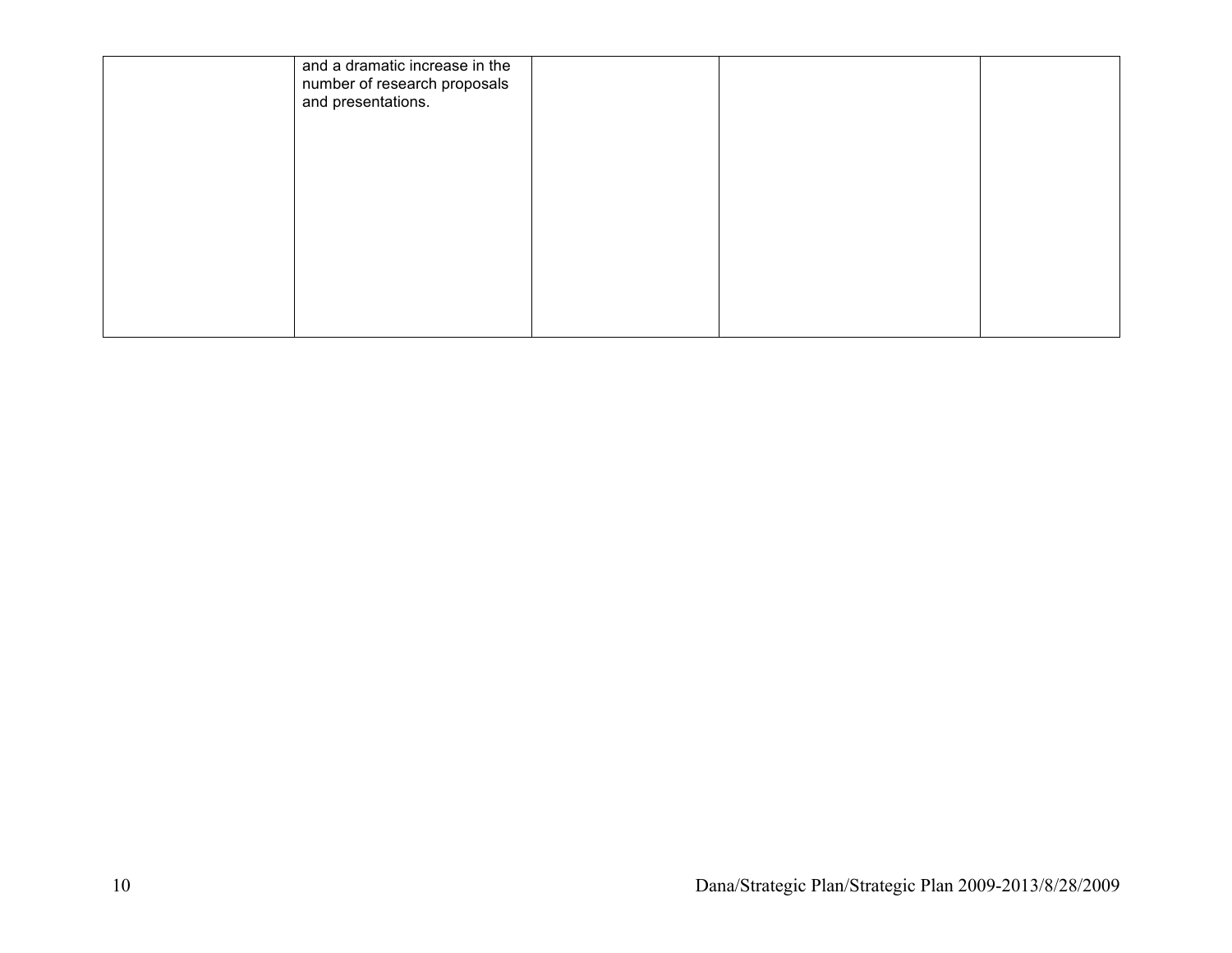|  |  |  |  |  |
|---|---|---|---|---|
|  | and a dramatic increase in the number of research proposals and presentations. |  |  |  |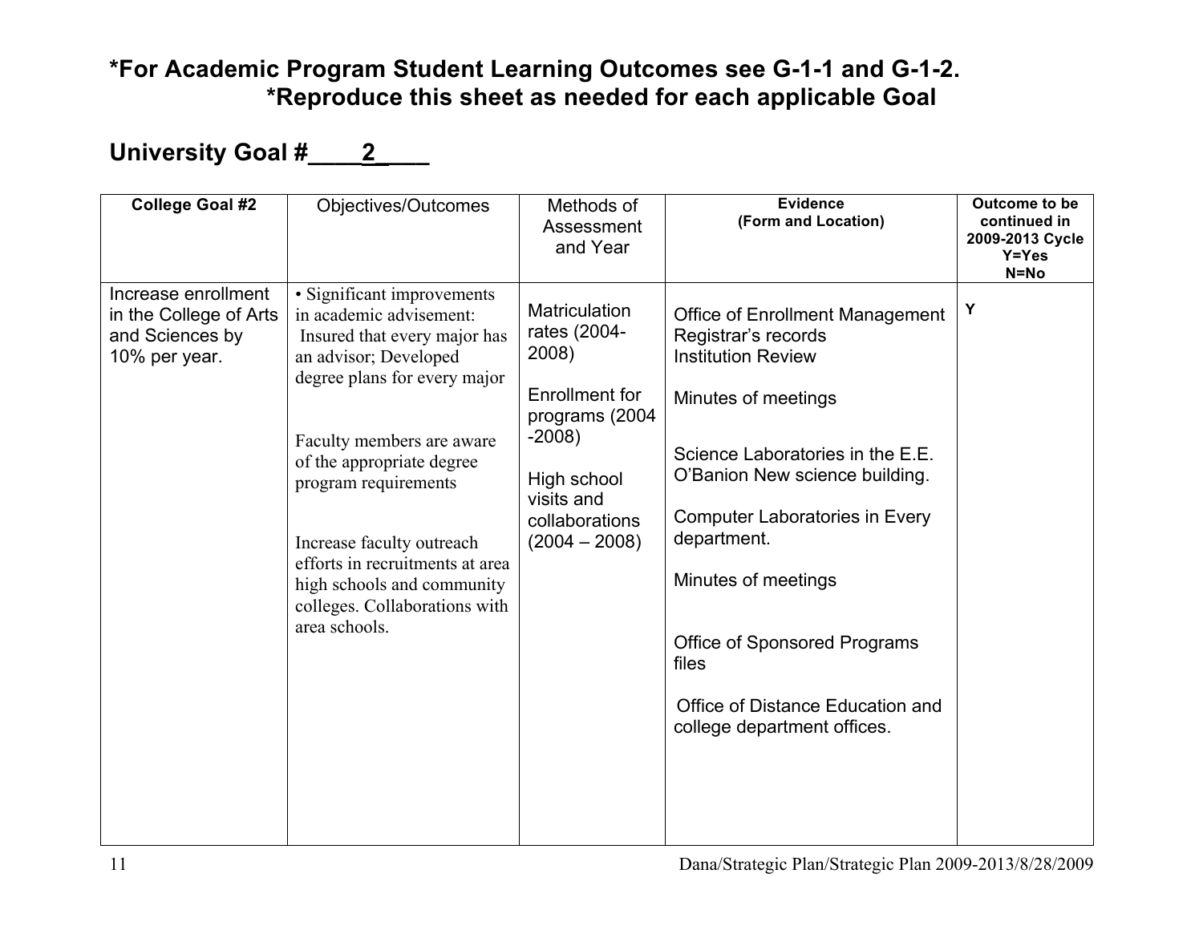**\*For Academic Program Student Learning Outcomes see G-1-1 and G-1-2.**
**\*Reproduce this sheet as needed for each applicable Goal**

## University Goal #____2____

| College Goal #2 | Objectives/Outcomes | Methods of Assessment and Year | Evidence (Form and Location) | Outcome to be continued in 2009-2013 Cycle Y=Yes N=No |
|---|---|---|---|---|
| Increase enrollment in the College of Arts and Sciences by 10% per year. | • Significant improvements in academic advisement: Insured that every major has an advisor; Developed degree plans for every major<br><br>Faculty members are aware of the appropriate degree program requirements<br><br>Increase faculty outreach efforts in recruitments at area high schools and community colleges. Collaborations with area schools. | Matriculation rates (2004-2008)<br><br>Enrollment for programs (2004 -2008)<br><br>High school visits and collaborations (2004 – 2008) | Office of Enrollment Management<br>Registrar's records<br>Institution Review<br><br>Minutes of meetings<br><br>Science Laboratories in the E.E. O'Banion New science building.<br><br>Computer Laboratories in Every department.<br><br>Minutes of meetings<br><br>Office of Sponsored Programs files<br><br>Office of Distance Education and college department offices. | Y |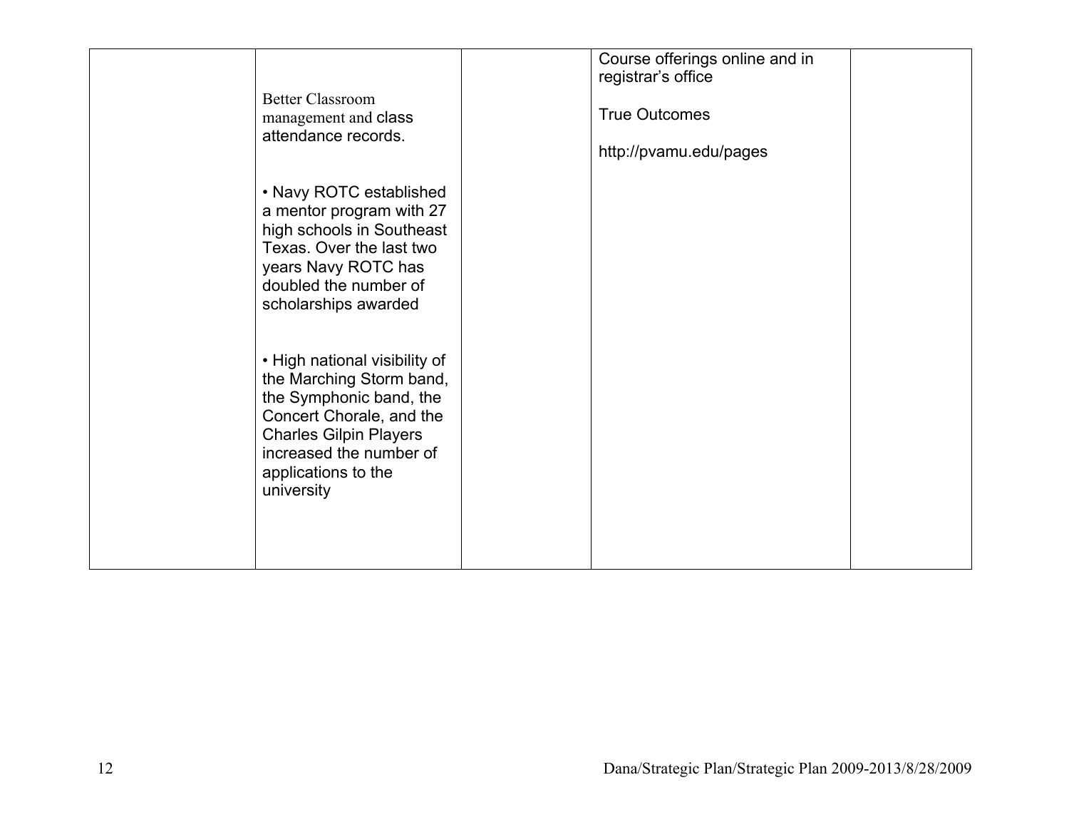|  | Better Classroom management and class attendance records.<br><br>• Navy ROTC established a mentor program with 27 high schools in Southeast Texas. Over the last two years Navy ROTC has doubled the number of scholarships awarded<br><br>• High national visibility of the Marching Storm band, the Symphonic band, the Concert Chorale, and the Charles Gilpin Players increased the number of applications to the university |  | Course offerings online and in registrar's office<br><br>True Outcomes<br><br>http://pvamu.edu/pages |  |
|---|---|---|---|---|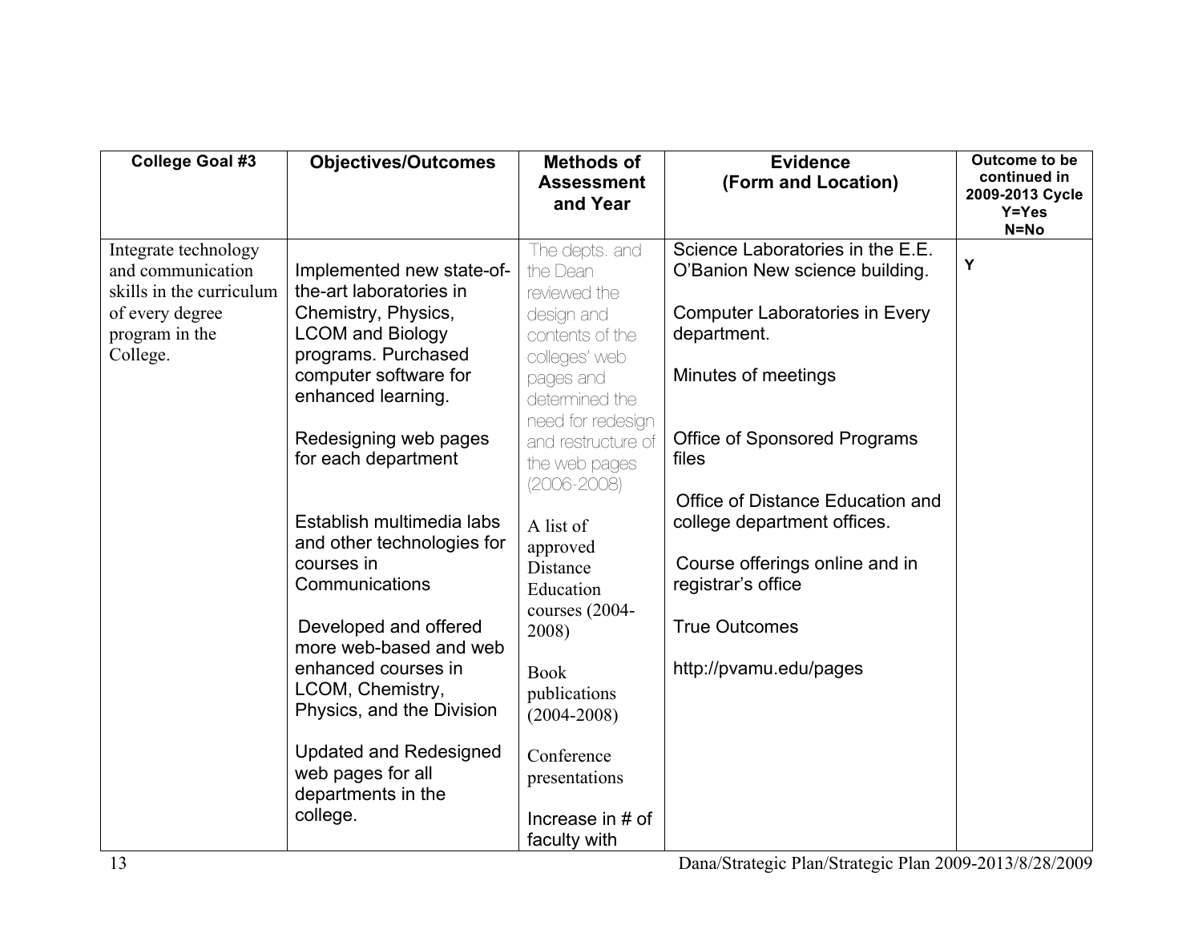| College Goal #3 | Objectives/Outcomes | Methods of Assessment and Year | Evidence (Form and Location) | Outcome to be continued in 2009-2013 Cycle Y=Yes N=No |
|---|---|---|---|---|
| Integrate technology and communication skills in the curriculum of every degree program in the College. | Implemented new state-of-the-art laboratories in Chemistry, Physics, LCOM and Biology programs. Purchased computer software for enhanced learning.<br><br>Redesigning web pages for each department<br><br>Establish multimedia labs and other technologies for courses in Communications<br><br>Developed and offered more web-based and web enhanced courses in LCOM, Chemistry, Physics, and the Division<br><br>Updated and Redesigned web pages for all departments in the college. | The depts. and the Dean reviewed the design and contents of the colleges' web pages and determined the need for redesign and restructure of the web pages (2006-2008)<br><br>A list of approved Distance Education courses (2004-2008)<br><br>Book publications (2004-2008)<br><br>Conference presentations<br><br>Increase in # of faculty with | Science Laboratories in the E.E. O'Banion New science building.<br><br>Computer Laboratories in Every department.<br><br>Minutes of meetings<br><br>Office of Sponsored Programs files<br><br>Office of Distance Education and college department offices.<br><br>Course offerings online and in registrar's office<br><br>True Outcomes<br><br>http://pvamu.edu/pages | Y |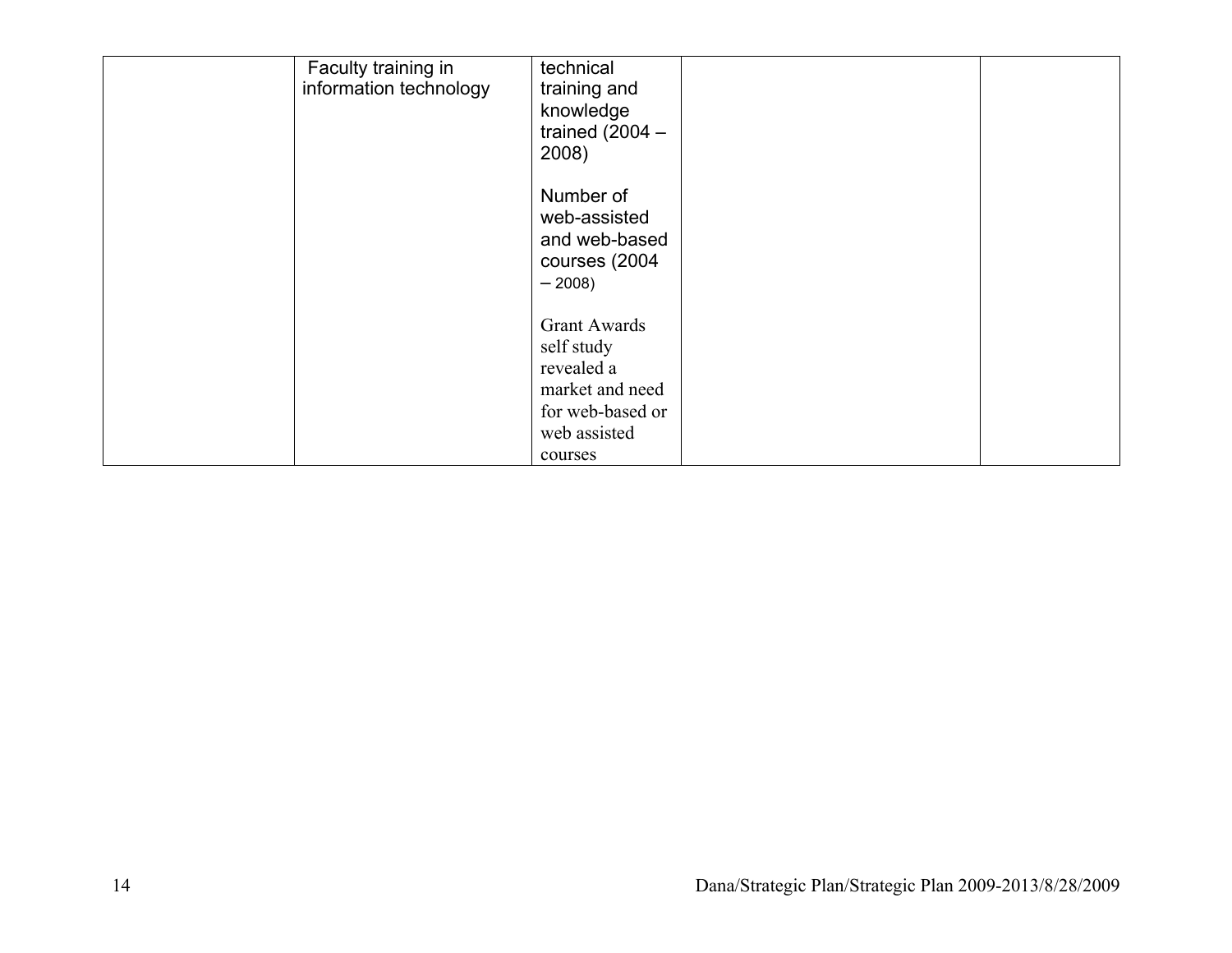| | | | | |
|---|---|---|---|---|
| | Faculty training in information technology | technical training and knowledge trained (2004 – 2008)<br><br>Number of web-assisted and web-based courses (2004 – 2008)<br><br>Grant Awards self study revealed a market and need for web-based or web assisted courses | | |